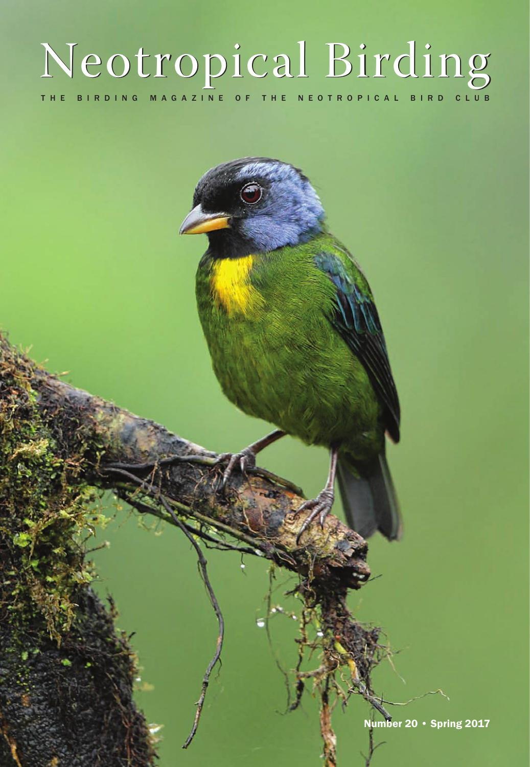# Neotropical Birding

THE BIRDING MAGAZINE OF THE NEOTROPICAL BIRD CLUB

Number 20 • Spring 2017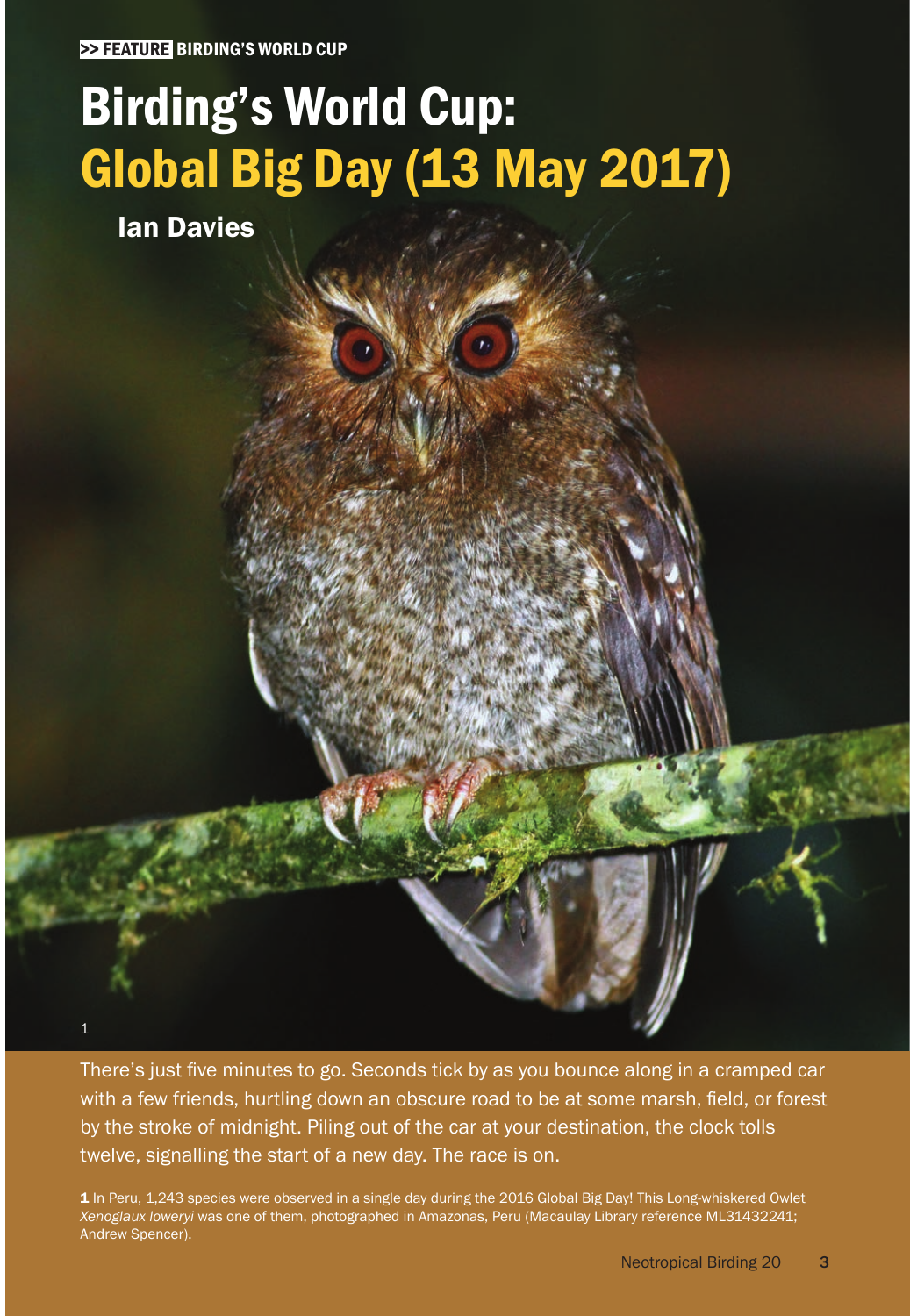>> FEATURE BIRDING'S WORLD CUP

# Birding's World Cup: Global Big Day (13 May 2017)

**Ian Davies**

There's just five minutes to go. Seconds tick by as you bounce along in a cramped car with a few friends, hurtling down an obscure road to be at some marsh, field, or forest by the stroke of midnight. Piling out of the car at your destination, the clock tolls twelve, signalling the start of a new day. The race is on.

**1** In Peru, 1,243 species were observed in a single day during the 2016 Global Big Day! This Long-whiskered Owlet *Xenoglaux loweryi* was one of them, photographed in Amazonas, Peru (Macaulay Library reference ML31432241; Andrew Spencer).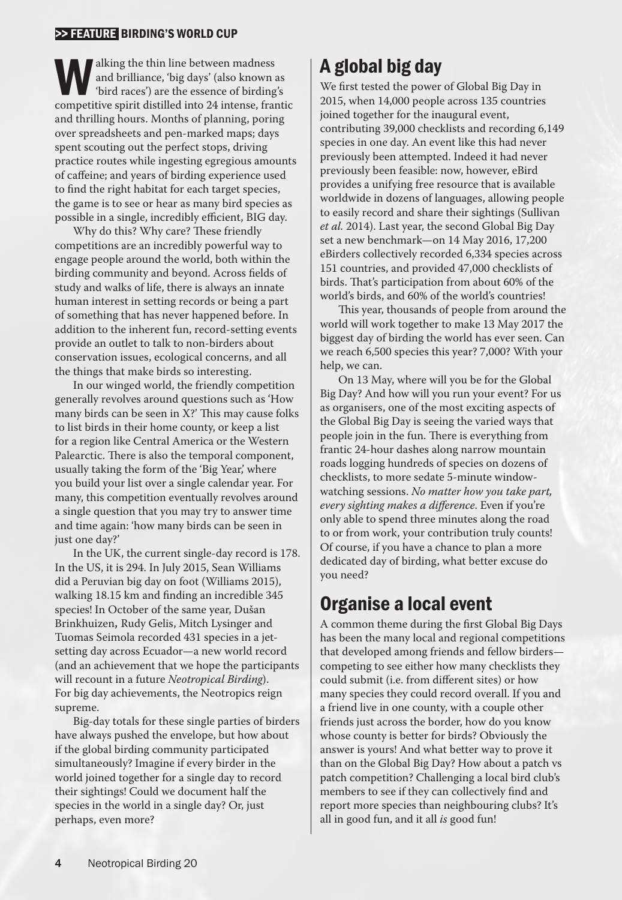Walking the thin line between madness and brilliance, 'big days' (also known as 'bird races') are the essence of birding's competitive spirit distilled into 24 intense, frantic and thrilling hours. Months of planning, poring over spreadsheets and pen-marked maps; days spent scouting out the perfect stops, driving practice routes while ingesting egregious amounts of caffeine; and years of birding experience used to find the right habitat for each target species, the game is to see or hear as many bird species as possible in a single, incredibly efficient, BIG day.

Why do this? Why care? These friendly competitions are an incredibly powerful way to engage people around the world, both within the birding community and beyond. Across fields of study and walks of life, there is always an innate human interest in setting records or being a part of something that has never happened before. In addition to the inherent fun, record-setting events provide an outlet to talk to non-birders about conservation issues, ecological concerns, and all the things that make birds so interesting.

In our winged world, the friendly competition generally revolves around questions such as 'How many birds can be seen in X?' This may cause folks to list birds in their home county, or keep a list for a region like Central America or the Western Palearctic. There is also the temporal component, usually taking the form of the 'Big Year,' where you build your list over a single calendar year. For many, this competition eventually revolves around a single question that you may try to answer time and time again: 'how many birds can be seen in just one day?'

In the UK, the current single-day record is 178. In the US, it is 294. In July 2015, Sean Williams did a Peruvian big day on foot (Williams 2015), walking 18.15 km and finding an incredible 345 species! In October of the same year, Dušan Brinkhuizen, Rudy Gelis, Mitch Lysinger and Tuomas Seimola recorded 431 species in a jet-setting day across Ecuador—a new world record (and an achievement that we hope the participants will recount in a future *Neotropical Birding*). For big day achievements, the Neotropics reign supreme.

Big-day totals for these single parties of birders have always pushed the envelope, but how about if the global birding community participated simultaneously? Imagine if every birder in the world joined together for a single day to record their sightings! Could we document half the species in the world in a single day? Or, just perhaps, even more?

## A global big day

We first tested the power of Global Big Day in 2015, when 14,000 people across 135 countries joined together for the inaugural event, contributing 39,000 checklists and recording 6,149 species in one day. An event like this had never previously been attempted. Indeed it had never previously been feasible: now, however, eBird provides a unifying free resource that is available worldwide in dozens of languages, allowing people to easily record and share their sightings (Sullivan *et al.* 2014). Last year, the second Global Big Day set a new benchmark—on 14 May 2016, 17,200 eBirders collectively recorded 6,334 species across 151 countries, and provided 47,000 checklists of birds. That's participation from about 60% of the world's birds, and 60% of the world's countries!

This year, thousands of people from around the world will work together to make 13 May 2017 the biggest day of birding the world has ever seen. Can we reach 6,500 species this year? 7,000? With your help, we can.

On 13 May, where will you be for the Global Big Day? And how will you run your event? For us as organisers, one of the most exciting aspects of the Global Big Day is seeing the varied ways that people join in the fun. There is everything from frantic 24-hour dashes along narrow mountain roads logging hundreds of species on dozens of checklists, to more sedate 5-minute window-watching sessions. *No matter how you take part, every sighting makes a difference.* Even if you're only able to spend three minutes along the road to or from work, your contribution truly counts! Of course, if you have a chance to plan a more dedicated day of birding, what better excuse do you need?

## Organise a local event

A common theme during the first Global Big Days has been the many local and regional competitions that developed among friends and fellow birders—competing to see either how many checklists they could submit (i.e. from different sites) or how many species they could record overall. If you and a friend live in one county, with a couple other friends just across the border, how do you know whose county is better for birds? Obviously the answer is yours! And what better way to prove it than on the Global Big Day? How about a patch vs patch competition? Challenging a local bird club's members to see if they can collectively find and report more species than neighbouring clubs? It's all in good fun, and it all *is* good fun!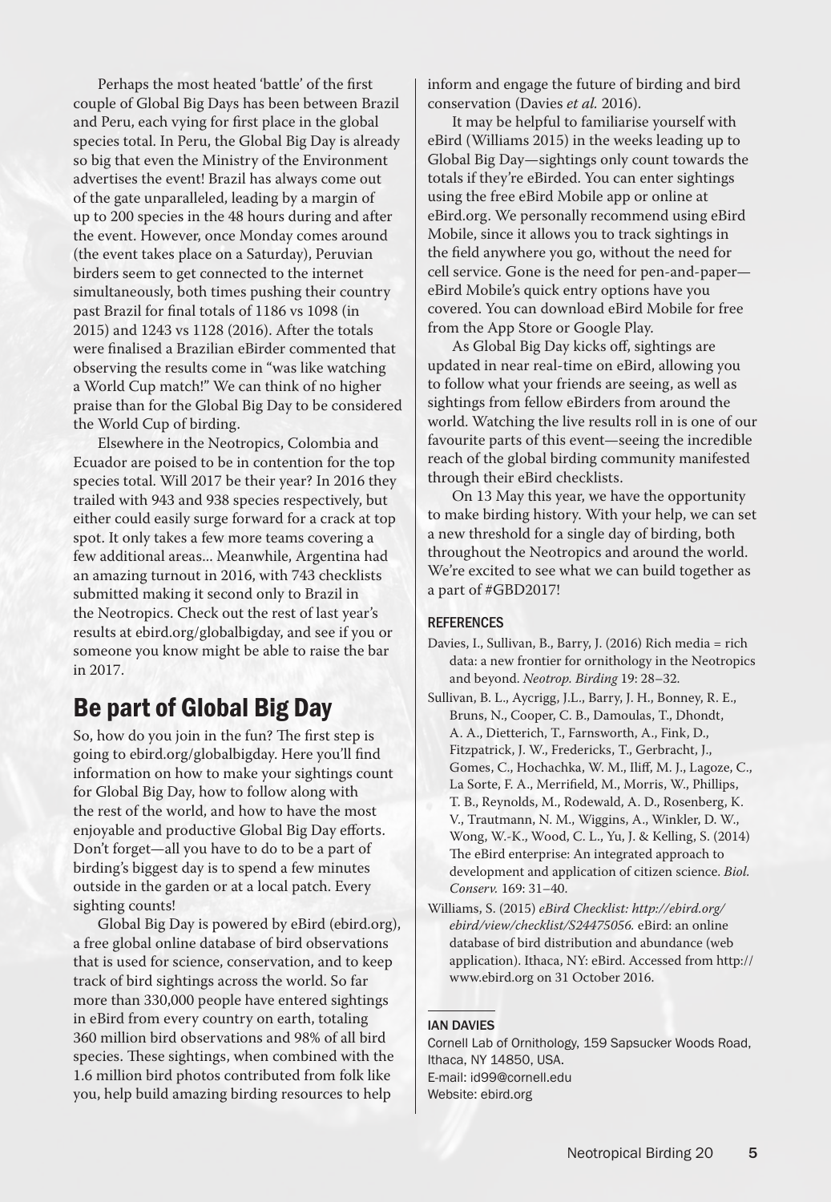Perhaps the most heated 'battle' of the first couple of Global Big Days has been between Brazil and Peru, each vying for first place in the global species total. In Peru, the Global Big Day is already so big that even the Ministry of the Environment advertises the event! Brazil has always come out of the gate unparalleled, leading by a margin of up to 200 species in the 48 hours during and after the event. However, once Monday comes around (the event takes place on a Saturday), Peruvian birders seem to get connected to the internet simultaneously, both times pushing their country past Brazil for final totals of 1186 vs 1098 (in 2015) and 1243 vs 1128 (2016). After the totals were finalised a Brazilian eBirder commented that observing the results come in "was like watching a World Cup match!" We can think of no higher praise than for the Global Big Day to be considered the World Cup of birding.

Elsewhere in the Neotropics, Colombia and Ecuador are poised to be in contention for the top species total. Will 2017 be their year? In 2016 they trailed with 943 and 938 species respectively, but either could easily surge forward for a crack at top spot. It only takes a few more teams covering a few additional areas... Meanwhile, Argentina had an amazing turnout in 2016, with 743 checklists submitted making it second only to Brazil in the Neotropics. Check out the rest of last year's results at ebird.org/globalbigday, and see if you or someone you know might be able to raise the bar in 2017.

## Be part of Global Big Day

So, how do you join in the fun? The first step is going to ebird.org/globalbigday. Here you'll find information on how to make your sightings count for Global Big Day, how to follow along with the rest of the world, and how to have the most enjoyable and productive Global Big Day efforts. Don't forget—all you have to do to be a part of birding's biggest day is to spend a few minutes outside in the garden or at a local patch. Every sighting counts!

Global Big Day is powered by eBird (ebird.org), a free global online database of bird observations that is used for science, conservation, and to keep track of bird sightings across the world. So far more than 330,000 people have entered sightings in eBird from every country on earth, totaling 360 million bird observations and 98% of all bird species. These sightings, when combined with the 1.6 million bird photos contributed from folk like you, help build amazing birding resources to help inform and engage the future of birding and bird conservation (Davies *et al.* 2016).

It may be helpful to familiarise yourself with eBird (Williams 2015) in the weeks leading up to Global Big Day—sightings only count towards the totals if they're eBirded. You can enter sightings using the free eBird Mobile app or online at eBird.org. We personally recommend using eBird Mobile, since it allows you to track sightings in the field anywhere you go, without the need for cell service. Gone is the need for pen-and-paper—eBird Mobile's quick entry options have you covered. You can download eBird Mobile for free from the App Store or Google Play.

As Global Big Day kicks off, sightings are updated in near real-time on eBird, allowing you to follow what your friends are seeing, as well as sightings from fellow eBirders from around the world. Watching the live results roll in is one of our favourite parts of this event—seeing the incredible reach of the global birding community manifested through their eBird checklists.

On 13 May this year, we have the opportunity to make birding history. With your help, we can set a new threshold for a single day of birding, both throughout the Neotropics and around the world. We're excited to see what we can build together as a part of #GBD2017!

### REFERENCES

Davies, I., Sullivan, B., Barry, J. (2016) Rich media = rich data: a new frontier for ornithology in the Neotropics and beyond. *Neotrop. Birding* 19: 28–32.

Sullivan, B. L., Aycrigg, J.L., Barry, J. H., Bonney, R. E., Bruns, N., Cooper, C. B., Damoulas, T., Dhondt, A. A., Dietterich, T., Farnsworth, A., Fink, D., Fitzpatrick, J. W., Fredericks, T., Gerbracht, J., Gomes, C., Hochachka, W. M., Iliff, M. J., Lagoze, C., La Sorte, F. A., Merrifield, M., Morris, W., Phillips, T. B., Reynolds, M., Rodewald, A. D., Rosenberg, K. V., Trautmann, N. M., Wiggins, A., Winkler, D. W., Wong, W.-K., Wood, C. L., Yu, J. & Kelling, S. (2014) The eBird enterprise: An integrated approach to development and application of citizen science. *Biol. Conserv.* 169: 31–40.

Williams, S. (2015) *eBird Checklist: http://ebird.org/ebird/view/checklist/S24475056.* eBird: an online database of bird distribution and abundance (web application). Ithaca, NY: eBird. Accessed from http://www.ebird.org on 31 October 2016.

---

IAN DAVIES

Cornell Lab of Ornithology, 159 Sapsucker Woods Road, Ithaca, NY 14850, USA.
E-mail: id99@cornell.edu
Website: ebird.org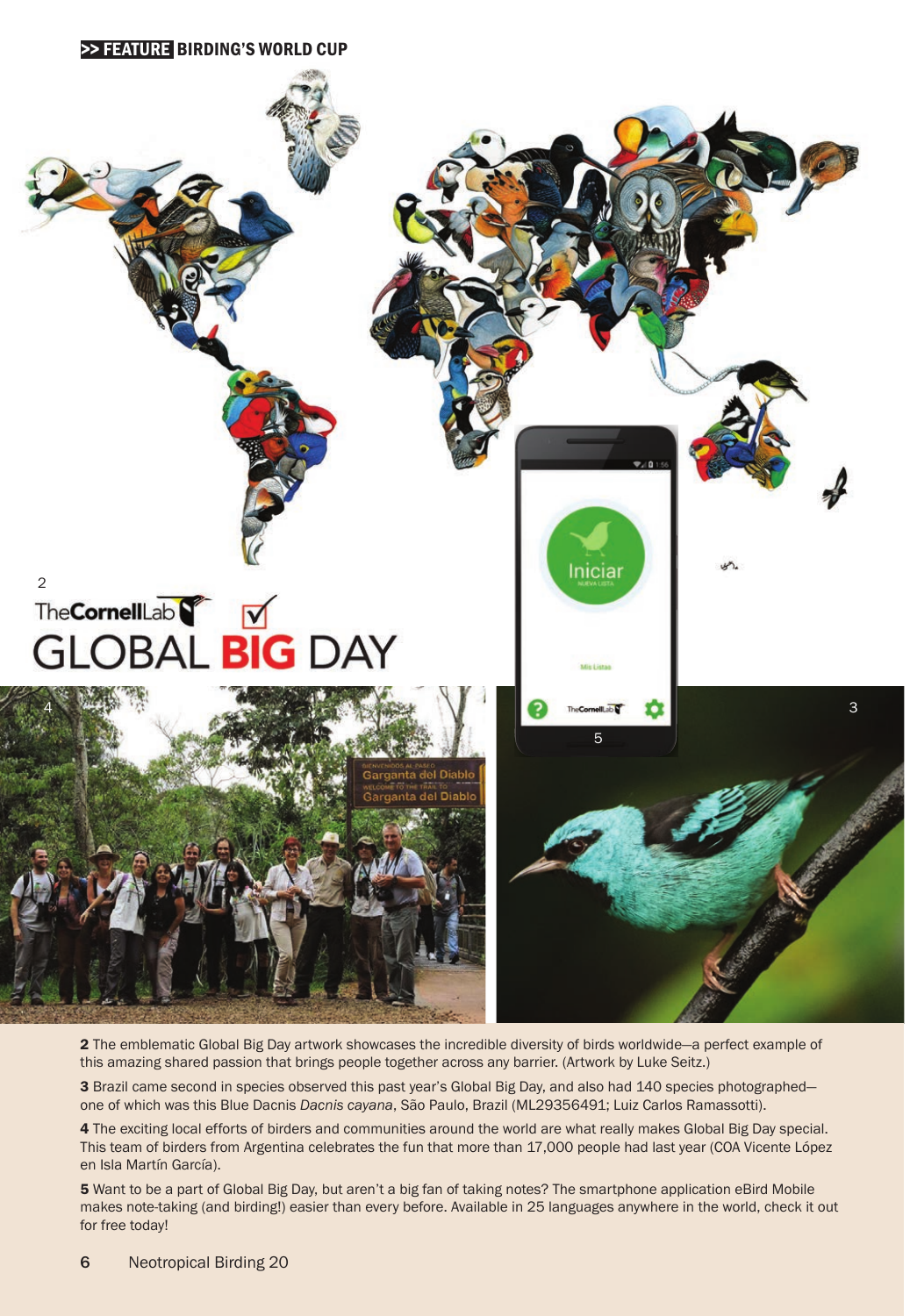**2** The emblematic Global Big Day artwork showcases the incredible diversity of birds worldwide—a perfect example of this amazing shared passion that brings people together across any barrier. (Artwork by Luke Seitz.)

**3** Brazil came second in species observed this past year's Global Big Day, and also had 140 species photographed—one of which was this Blue Dacnis *Dacnis cayana*, São Paulo, Brazil (ML29356491; Luiz Carlos Ramassotti).

**4** The exciting local efforts of birders and communities around the world are what really makes Global Big Day special. This team of birders from Argentina celebrates the fun that more than 17,000 people had last year (COA Vicente López en Isla Martín García).

**5** Want to be a part of Global Big Day, but aren't a big fan of taking notes? The smartphone application eBird Mobile makes note-taking (and birding!) easier than every before. Available in 25 languages anywhere in the world, check it out for free today!